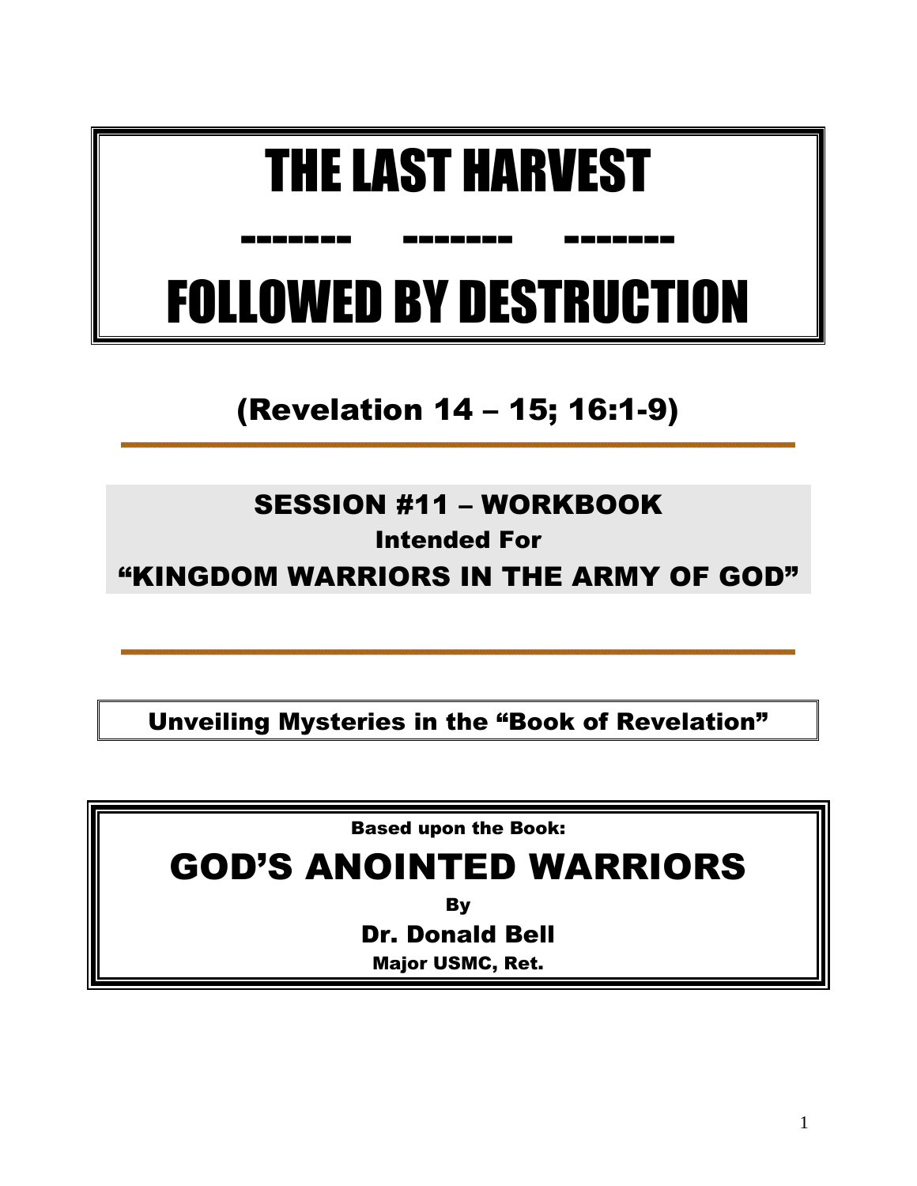# THE LAST HARVEST

------- ------- -------

# FOLLOWED BY DESTRUCTION

## (Revelation 14 – 15; 16:1-9)

---

**SESSION #11 – WORKBOOK**

**Intended For**

**"KINGDOM WARRIORS IN THE ARMY OF GOD"**

---

**Unveiling Mysteries in the "Book of Revelation"**

**Based upon the Book:**

## GOD'S ANOINTED WARRIORS

**By**

**Dr. Donald Bell**

**Major USMC, Ret.**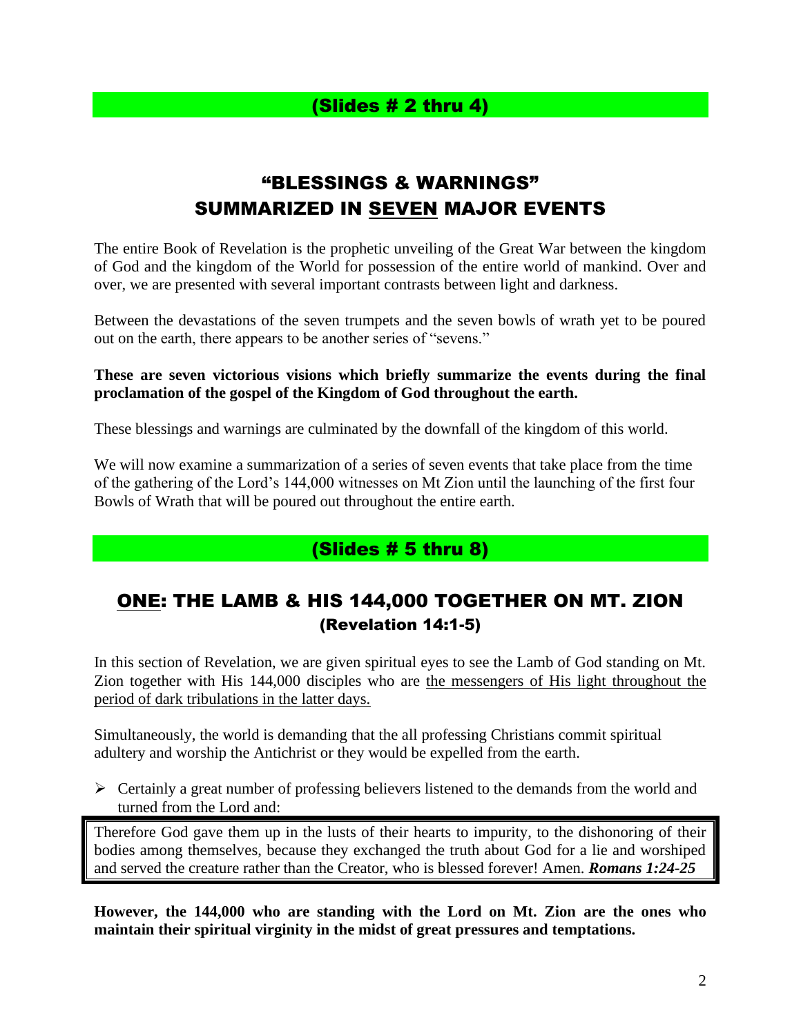## (Slides # 2 thru 4)

## "BLESSINGS & WARNINGS" SUMMARIZED IN SEVEN MAJOR EVENTS

The entire Book of Revelation is the prophetic unveiling of the Great War between the kingdom of God and the kingdom of the World for possession of the entire world of mankind. Over and over, we are presented with several important contrasts between light and darkness.

Between the devastations of the seven trumpets and the seven bowls of wrath yet to be poured out on the earth, there appears to be another series of "sevens."

**These are seven victorious visions which briefly summarize the events during the final proclamation of the gospel of the Kingdom of God throughout the earth.**

These blessings and warnings are culminated by the downfall of the kingdom of this world.

We will now examine a summarization of a series of seven events that take place from the time of the gathering of the Lord's 144,000 witnesses on Mt Zion until the launching of the first four Bowls of Wrath that will be poured out throughout the entire earth.

## (Slides # 5 thru 8)

## ONE: THE LAMB & HIS 144,000 TOGETHER ON MT. ZION (Revelation 14:1-5)

In this section of Revelation, we are given spiritual eyes to see the Lamb of God standing on Mt. Zion together with His 144,000 disciples who are the messengers of His light throughout the period of dark tribulations in the latter days.

Simultaneously, the world is demanding that the all professing Christians commit spiritual adultery and worship the Antichrist or they would be expelled from the earth.

- Certainly a great number of professing believers listened to the demands from the world and turned from the Lord and:

> Therefore God gave them up in the lusts of their hearts to impurity, to the dishonoring of their bodies among themselves, because they exchanged the truth about God for a lie and worshiped and served the creature rather than the Creator, who is blessed forever! Amen. ***Romans 1:24-25***

**However, the 144,000 who are standing with the Lord on Mt. Zion are the ones who maintain their spiritual virginity in the midst of great pressures and temptations.**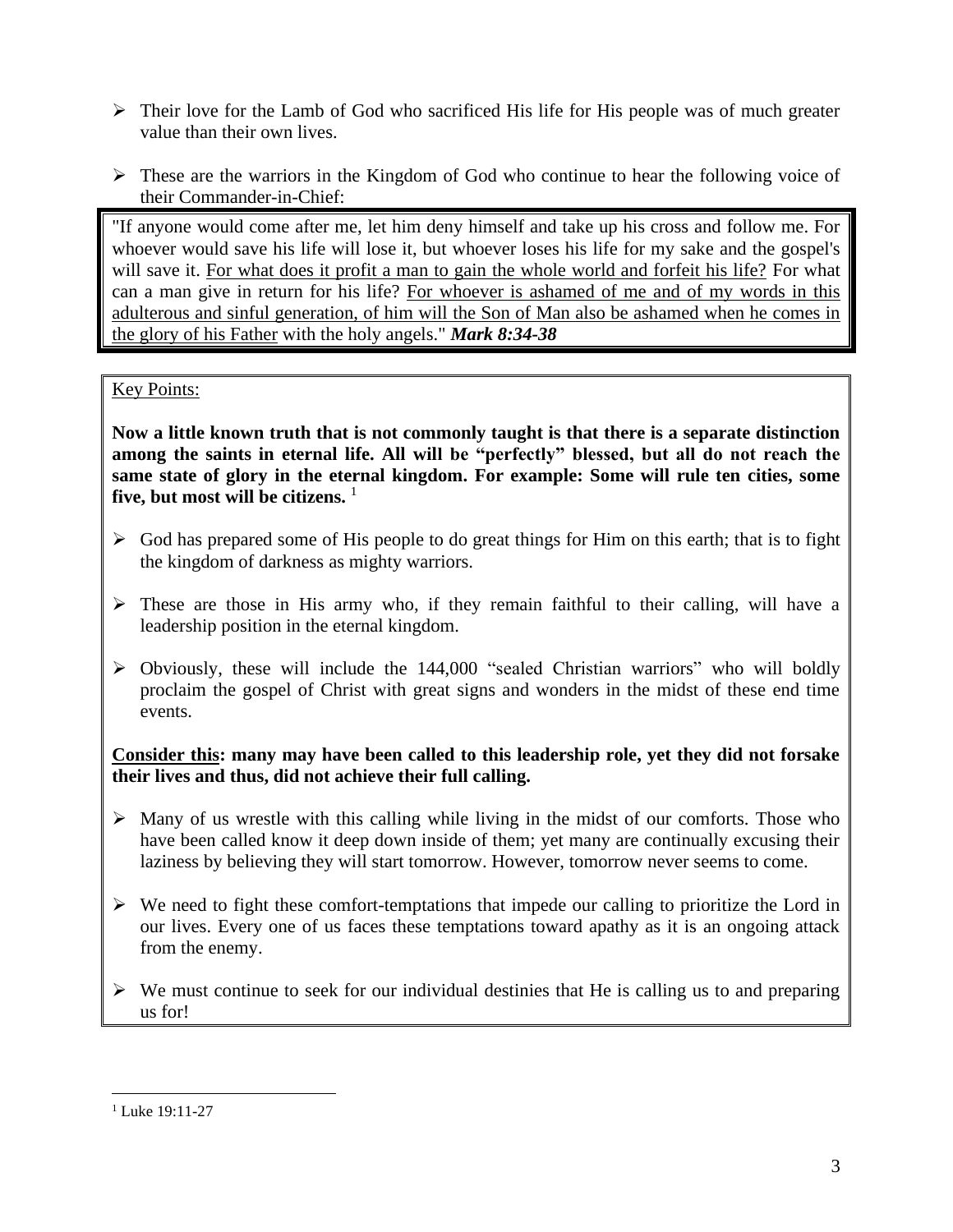- Their love for the Lamb of God who sacrificed His life for His people was of much greater value than their own lives.

- These are the warriors in the Kingdom of God who continue to hear the following voice of their Commander-in-Chief:

> "If anyone would come after me, let him deny himself and take up his cross and follow me. For whoever would save his life will lose it, but whoever loses his life for my sake and the gospel's will save it. <u>For what does it profit a man to gain the whole world and forfeit his life?</u> For what can a man give in return for his life? <u>For whoever is ashamed of me and of my words in this adulterous and sinful generation, of him will the Son of Man also be ashamed when he comes in the glory of his Father</u> with the holy angels." ***Mark 8:34-38***

<u>Key Points:</u>

**Now a little known truth that is not commonly taught is that there is a separate distinction among the saints in eternal life. All will be "perfectly" blessed, but all do not reach the same state of glory in the eternal kingdom. For example: Some will rule ten cities, some five, but most will be citizens.** [1]

- God has prepared some of His people to do great things for Him on this earth; that is to fight the kingdom of darkness as mighty warriors.

- These are those in His army who, if they remain faithful to their calling, will have a leadership position in the eternal kingdom.

- Obviously, these will include the 144,000 "sealed Christian warriors" who will boldly proclaim the gospel of Christ with great signs and wonders in the midst of these end time events.

**<u>Consider this</u>: many may have been called to this leadership role, yet they did not forsake their lives and thus, did not achieve their full calling.**

- Many of us wrestle with this calling while living in the midst of our comforts. Those who have been called know it deep down inside of them; yet many are continually excusing their laziness by believing they will start tomorrow. However, tomorrow never seems to come.

- We need to fight these comfort-temptations that impede our calling to prioritize the Lord in our lives. Every one of us faces these temptations toward apathy as it is an ongoing attack from the enemy.

- We must continue to seek for our individual destinies that He is calling us to and preparing us for!

---

[1] Luke 19:11-27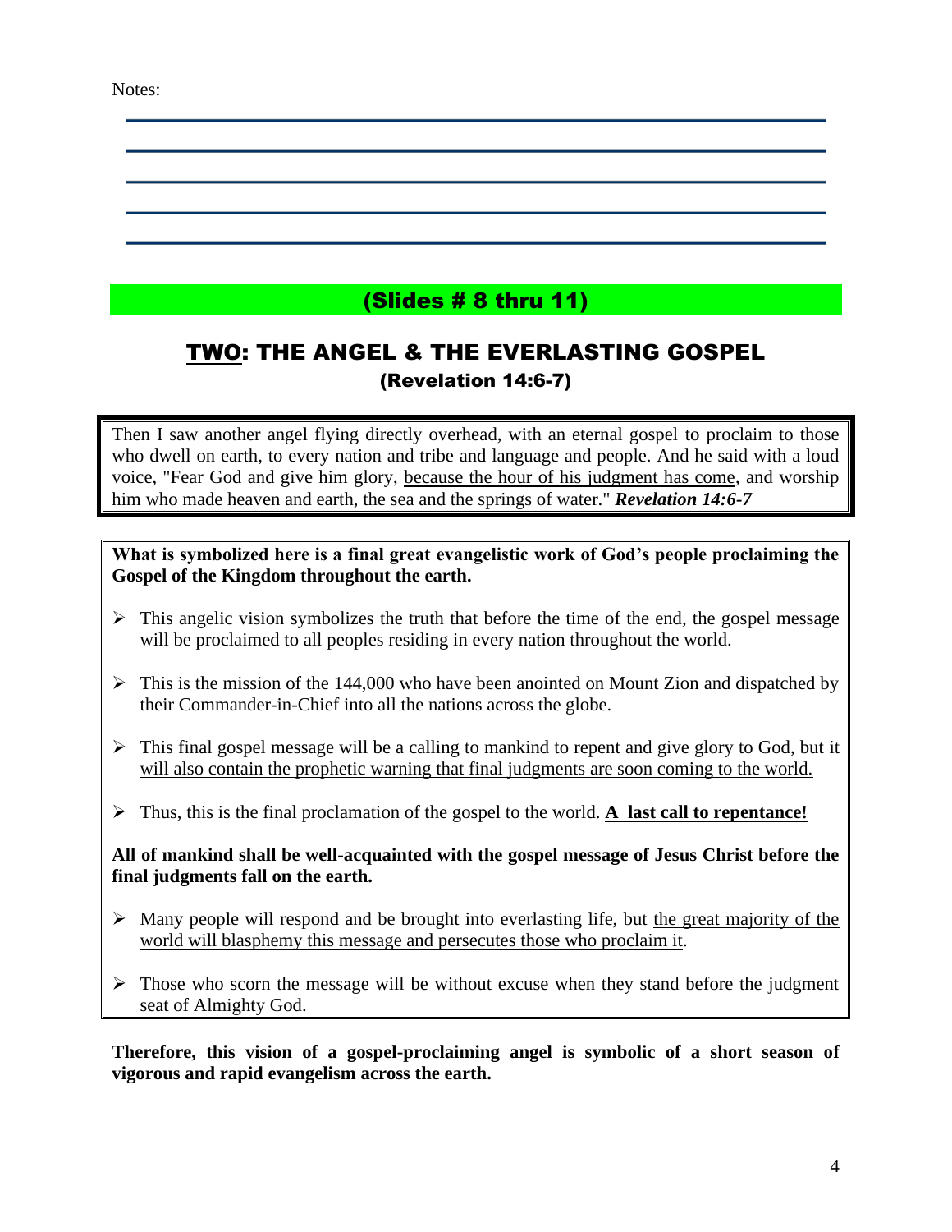Notes:

(Slides # 8 thru 11)

## <u>TWO</u>: THE ANGEL & THE EVERLASTING GOSPEL
### (Revelation 14:6-7)

Then I saw another angel flying directly overhead, with an eternal gospel to proclaim to those who dwell on earth, to every nation and tribe and language and people. And he said with a loud voice, "Fear God and give him glory, <u>because the hour of his judgment has come</u>, and worship him who made heaven and earth, the sea and the springs of water." ***Revelation 14:6-7***

**What is symbolized here is a final great evangelistic work of God's people proclaiming the Gospel of the Kingdom throughout the earth.**

- This angelic vision symbolizes the truth that before the time of the end, the gospel message will be proclaimed to all peoples residing in every nation throughout the world.
- This is the mission of the 144,000 who have been anointed on Mount Zion and dispatched by their Commander-in-Chief into all the nations across the globe.
- This final gospel message will be a calling to mankind to repent and give glory to God, but <u>it will also contain the prophetic warning that final judgments are soon coming to the world.</u>
- Thus, this is the final proclamation of the gospel to the world. **<u>A last call to repentance!</u>**

**All of mankind shall be well-acquainted with the gospel message of Jesus Christ before the final judgments fall on the earth.**

- Many people will respond and be brought into everlasting life, but <u>the great majority of the world will blasphemy this message and persecutes those who proclaim it</u>.
- Those who scorn the message will be without excuse when they stand before the judgment seat of Almighty God.

**Therefore, this vision of a gospel-proclaiming angel is symbolic of a short season of vigorous and rapid evangelism across the earth.**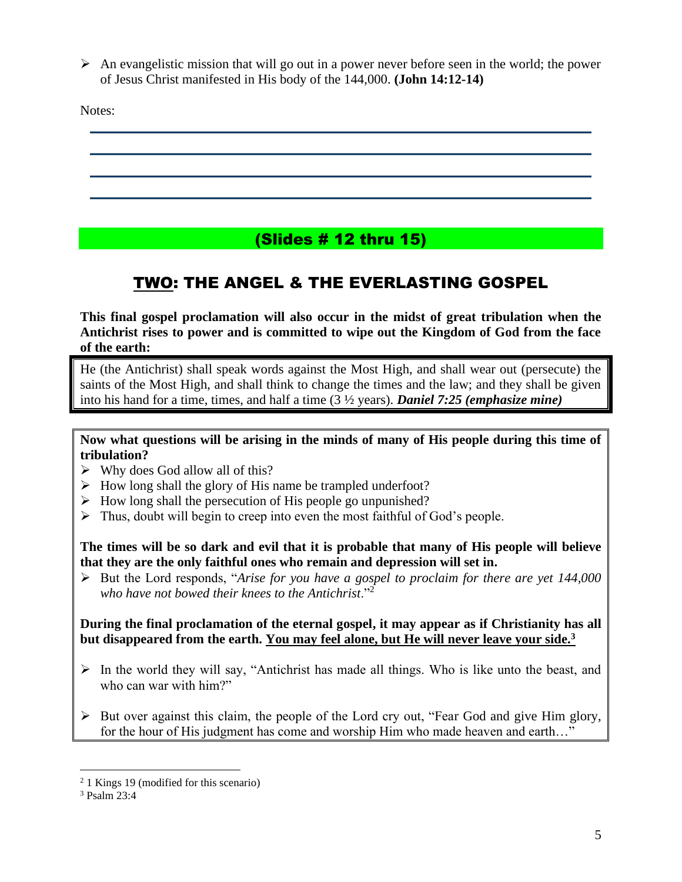- An evangelistic mission that will go out in a power never before seen in the world; the power of Jesus Christ manifested in His body of the 144,000. **(John 14:12-14)**

Notes:

**(Slides # 12 thru 15)**

## TWO: THE ANGEL & THE EVERLASTING GOSPEL

**This final gospel proclamation will also occur in the midst of great tribulation when the Antichrist rises to power and is committed to wipe out the Kingdom of God from the face of the earth:**

> He (the Antichrist) shall speak words against the Most High, and shall wear out (persecute) the saints of the Most High, and shall think to change the times and the law; and they shall be given into his hand for a time, times, and half a time (3 ½ years). ***Daniel 7:25 (emphasize mine)***

**Now what questions will be arising in the minds of many of His people during this time of tribulation?**

- Why does God allow all of this?
- How long shall the glory of His name be trampled underfoot?
- How long shall the persecution of His people go unpunished?
- Thus, doubt will begin to creep into even the most faithful of God's people.

**The times will be so dark and evil that it is probable that many of His people will believe that they are the only faithful ones who remain and depression will set in.**

- But the Lord responds, "*Arise for you have a gospel to proclaim for there are yet 144,000 who have not bowed their knees to the Antichrist*."[2]

**During the final proclamation of the eternal gospel, it may appear as if Christianity has all but disappeared from the earth. <u>You may feel alone, but He will never leave your side.</u>[3]**

- In the world they will say, "Antichrist has made all things. Who is like unto the beast, and who can war with him?"

- But over against this claim, the people of the Lord cry out, "Fear God and give Him glory, for the hour of His judgment has come and worship Him who made heaven and earth…"

---

[2] 1 Kings 19 (modified for this scenario)

[3] Psalm 23:4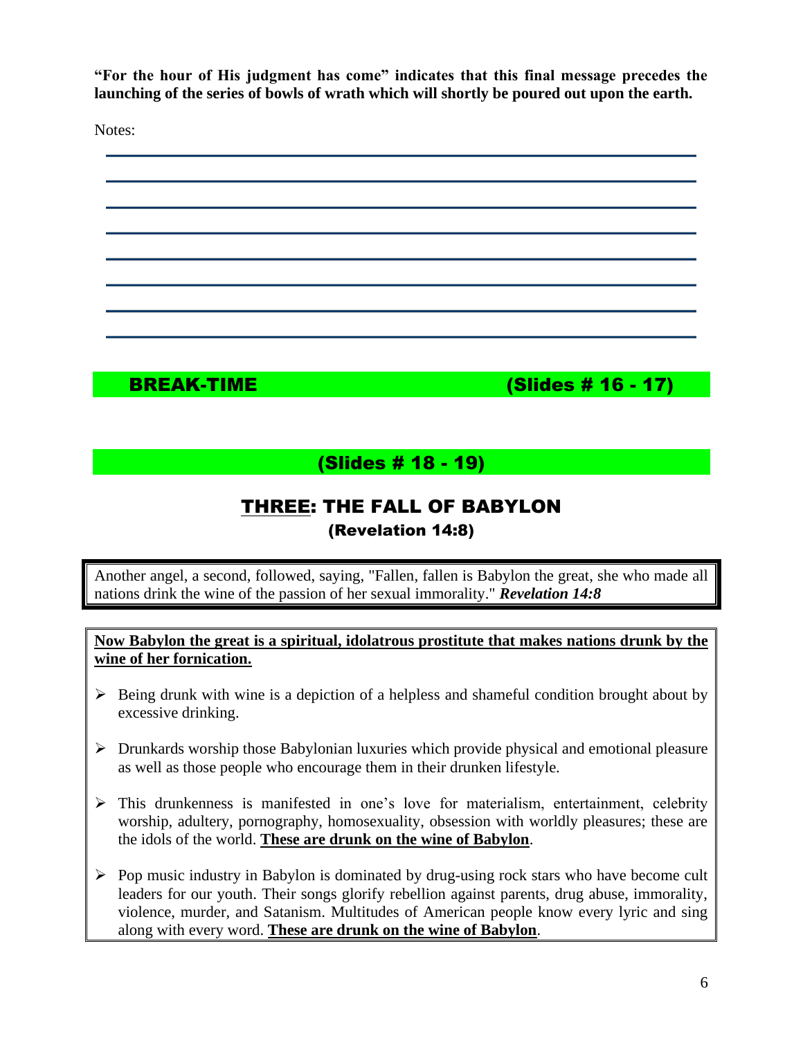**"For the hour of His judgment has come" indicates that this final message precedes the launching of the series of bowls of wrath which will shortly be poured out upon the earth.**

Notes:

**BREAK-TIME (Slides # 16 - 17)**

**(Slides # 18 - 19)**

## THREE: THE FALL OF BABYLON
### (Revelation 14:8)

Another angel, a second, followed, saying, "Fallen, fallen is Babylon the great, she who made all nations drink the wine of the passion of her sexual immorality." ***Revelation 14:8***

**Now Babylon the great is a spiritual, idolatrous prostitute that makes nations drunk by the wine of her fornication.**

- Being drunk with wine is a depiction of a helpless and shameful condition brought about by excessive drinking.
- Drunkards worship those Babylonian luxuries which provide physical and emotional pleasure as well as those people who encourage them in their drunken lifestyle.
- This drunkenness is manifested in one's love for materialism, entertainment, celebrity worship, adultery, pornography, homosexuality, obsession with worldly pleasures; these are the idols of the world. **These are drunk on the wine of Babylon**.
- Pop music industry in Babylon is dominated by drug-using rock stars who have become cult leaders for our youth. Their songs glorify rebellion against parents, drug abuse, immorality, violence, murder, and Satanism. Multitudes of American people know every lyric and sing along with every word. **These are drunk on the wine of Babylon**.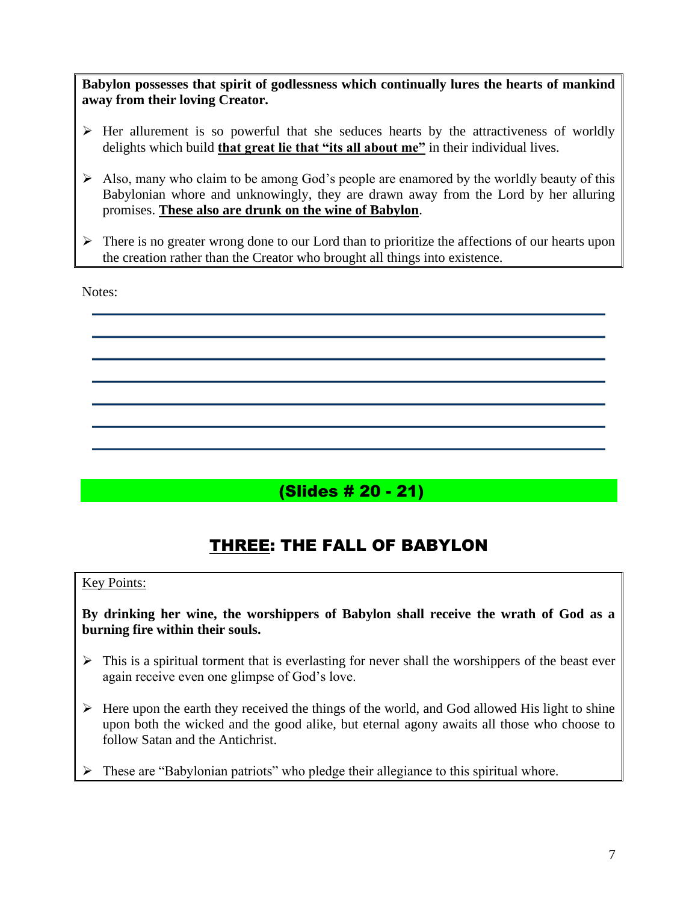**Babylon possesses that spirit of godlessness which continually lures the hearts of mankind away from their loving Creator.**

- Her allurement is so powerful that she seduces hearts by the attractiveness of worldly delights which build **<u>that great lie that "its all about me"</u>** in their individual lives.

- Also, many who claim to be among God's people are enamored by the worldly beauty of this Babylonian whore and unknowingly, they are drawn away from the Lord by her alluring promises. **<u>These also are drunk on the wine of Babylon</u>**.

- There is no greater wrong done to our Lord than to prioritize the affections of our hearts upon the creation rather than the Creator who brought all things into existence.

Notes:

**(Slides # 20 - 21)**

## <u>THREE</u>: THE FALL OF BABYLON

<u>Key Points:</u>

**By drinking her wine, the worshippers of Babylon shall receive the wrath of God as a burning fire within their souls.**

- This is a spiritual torment that is everlasting for never shall the worshippers of the beast ever again receive even one glimpse of God's love.

- Here upon the earth they received the things of the world, and God allowed His light to shine upon both the wicked and the good alike, but eternal agony awaits all those who choose to follow Satan and the Antichrist.

- These are "Babylonian patriots" who pledge their allegiance to this spiritual whore.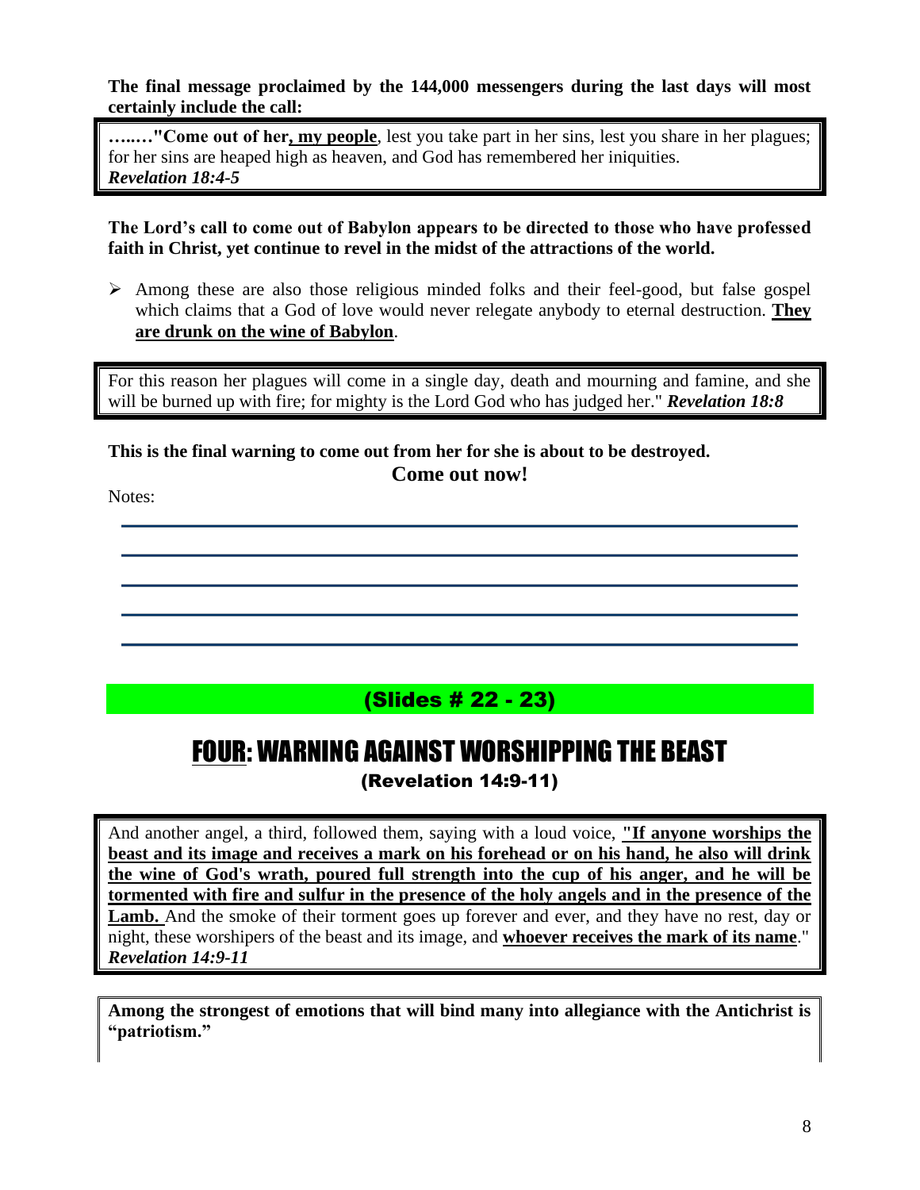**The final message proclaimed by the 144,000 messengers during the last days will most certainly include the call:**

> **…..."Come out of her, <u>my people</u>**, lest you take part in her sins, lest you share in her plagues; for her sins are heaped high as heaven, and God has remembered her iniquities.
> ***Revelation 18:4-5***

**The Lord's call to come out of Babylon appears to be directed to those who have professed faith in Christ, yet continue to revel in the midst of the attractions of the world.**

- Among these are also those religious minded folks and their feel-good, but false gospel which claims that a God of love would never relegate anybody to eternal destruction. **<u>They are drunk on the wine of Babylon</u>**.

> For this reason her plagues will come in a single day, death and mourning and famine, and she will be burned up with fire; for mighty is the Lord God who has judged her." ***Revelation 18:8***

**This is the final warning to come out from her for she is about to be destroyed.**

**Come out now!**

Notes:

______________________________________________

______________________________________________

______________________________________________

______________________________________________

______________________________________________

**(Slides # 22 - 23)**

# <u>FOUR</u>: WARNING AGAINST WORSHIPPING THE BEAST

**(Revelation 14:9-11)**

> And another angel, a third, followed them, saying with a loud voice, **<u>"If anyone worships the beast and its image and receives a mark on his forehead or on his hand, he also will drink the wine of God's wrath, poured full strength into the cup of his anger, and he will be tormented with fire and sulfur in the presence of the holy angels and in the presence of the Lamb.</u>** And the smoke of their torment goes up forever and ever, and they have no rest, day or night, these worshipers of the beast and its image, and **<u>whoever receives the mark of its name</u>**."
> ***Revelation 14:9-11***

**Among the strongest of emotions that will bind many into allegiance with the Antichrist is "patriotism."**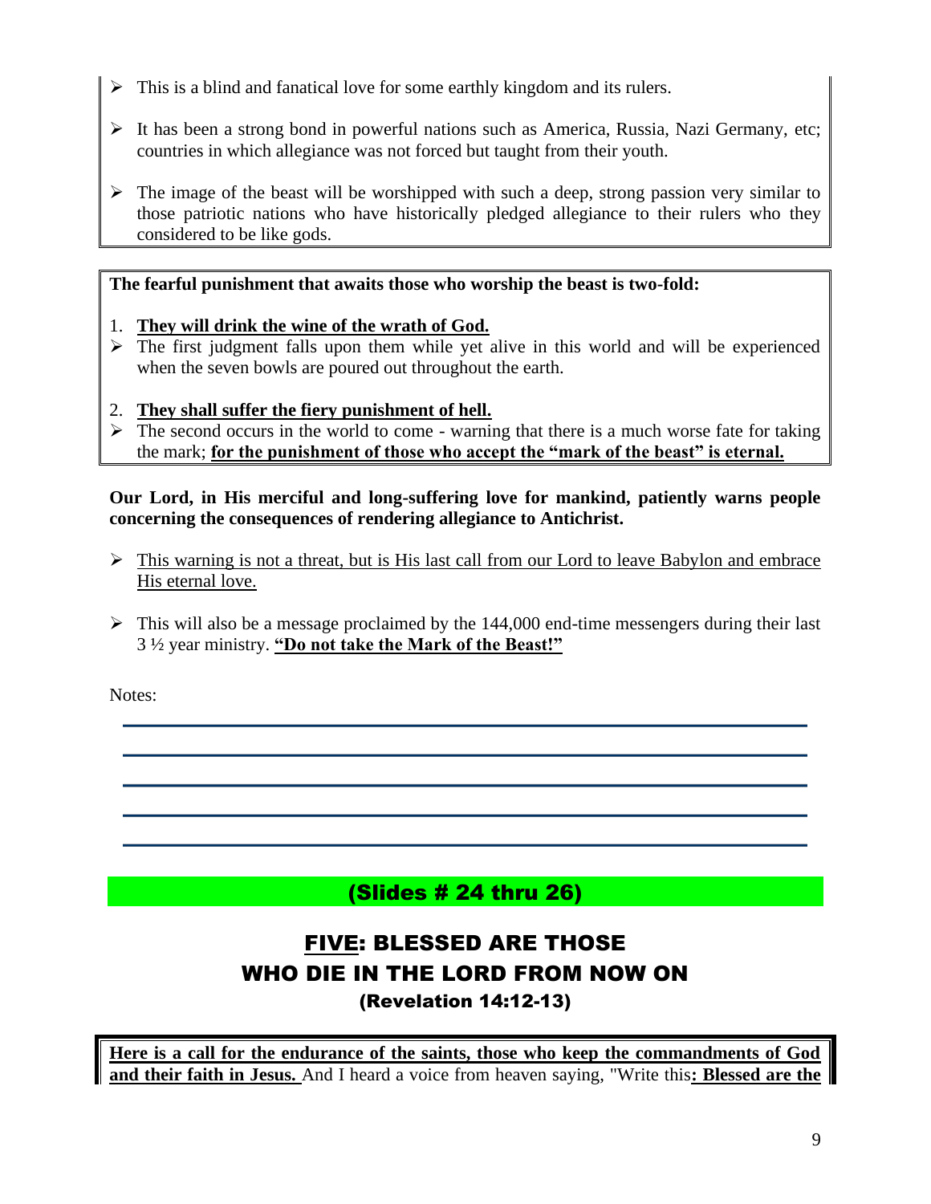- This is a blind and fanatical love for some earthly kingdom and its rulers.

- It has been a strong bond in powerful nations such as America, Russia, Nazi Germany, etc; countries in which allegiance was not forced but taught from their youth.

- The image of the beast will be worshipped with such a deep, strong passion very similar to those patriotic nations who have historically pledged allegiance to their rulers who they considered to be like gods.

**The fearful punishment that awaits those who worship the beast is two-fold:**

1. **They will drink the wine of the wrath of God.**

- The first judgment falls upon them while yet alive in this world and will be experienced when the seven bowls are poured out throughout the earth.

2. **They shall suffer the fiery punishment of hell.**

- The second occurs in the world to come - warning that there is a much worse fate for taking the mark; **for the punishment of those who accept the "mark of the beast" is eternal.**

**Our Lord, in His merciful and long-suffering love for mankind, patiently warns people concerning the consequences of rendering allegiance to Antichrist.**

- This warning is not a threat, but is His last call from our Lord to leave Babylon and embrace His eternal love.

- This will also be a message proclaimed by the 144,000 end-time messengers during their last 3 ½ year ministry. **"Do not take the Mark of the Beast!"**

Notes:

(Slides # 24 thru 26)

## FIVE: BLESSED ARE THOSE WHO DIE IN THE LORD FROM NOW ON

### (Revelation 14:12-13)

**Here is a call for the endurance of the saints, those who keep the commandments of God and their faith in Jesus.** And I heard a voice from heaven saying, "Write this**: Blessed are the**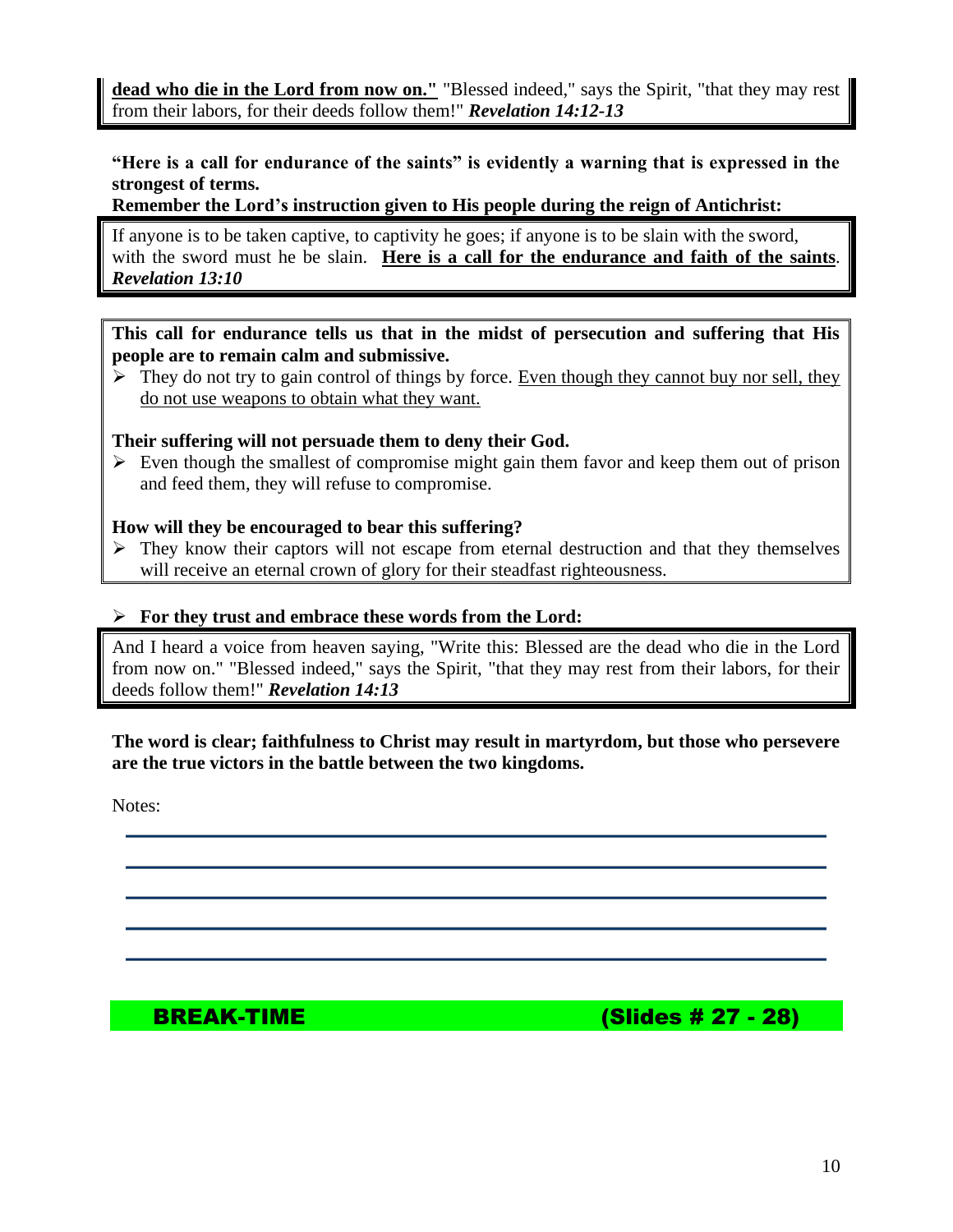**dead who die in the Lord from now on."** "Blessed indeed," says the Spirit, "that they may rest from their labors, for their deeds follow them!" ***Revelation 14:12-13***

**"Here is a call for endurance of the saints" is evidently a warning that is expressed in the strongest of terms.**

**Remember the Lord's instruction given to His people during the reign of Antichrist:**

If anyone is to be taken captive, to captivity he goes; if anyone is to be slain with the sword, with the sword must he be slain. **Here is a call for the endurance and faith of the saints**. ***Revelation 13:10***

**This call for endurance tells us that in the midst of persecution and suffering that His people are to remain calm and submissive.**

- They do not try to gain control of things by force. Even though they cannot buy nor sell, they do not use weapons to obtain what they want.

**Their suffering will not persuade them to deny their God.**

- Even though the smallest of compromise might gain them favor and keep them out of prison and feed them, they will refuse to compromise.

**How will they be encouraged to bear this suffering?**

- They know their captors will not escape from eternal destruction and that they themselves will receive an eternal crown of glory for their steadfast righteousness.

- **For they trust and embrace these words from the Lord:**

And I heard a voice from heaven saying, "Write this: Blessed are the dead who die in the Lord from now on." "Blessed indeed," says the Spirit, "that they may rest from their labors, for their deeds follow them!" ***Revelation 14:13***

**The word is clear; faithfulness to Christ may result in martyrdom, but those who persevere are the true victors in the battle between the two kingdoms.**

Notes:

**BREAK-TIME (Slides # 27 - 28)**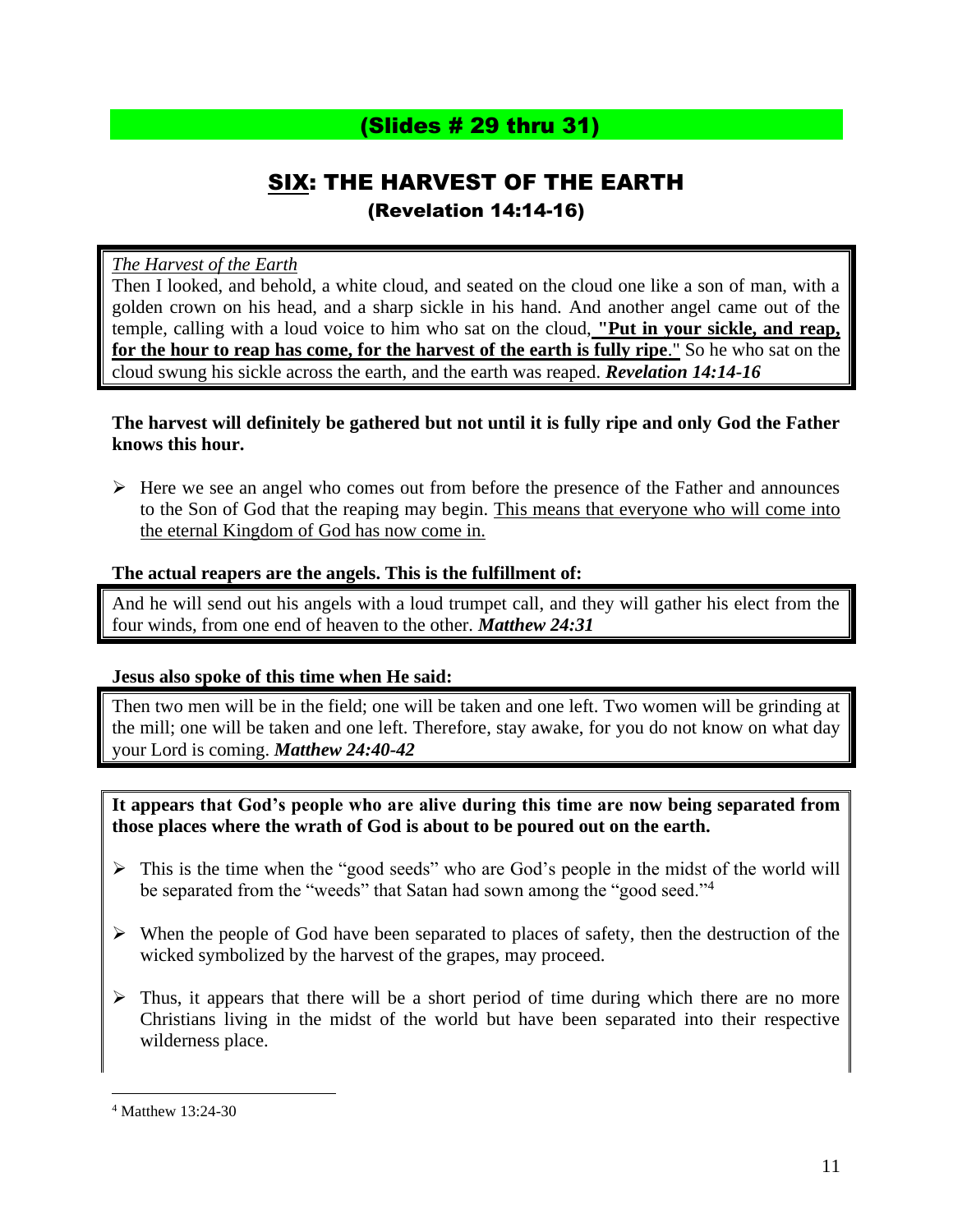## (Slides # 29 thru 31)

## SIX: THE HARVEST OF THE EARTH
### (Revelation 14:14-16)

> *The Harvest of the Earth*
> Then I looked, and behold, a white cloud, and seated on the cloud one like a son of man, with a golden crown on his head, and a sharp sickle in his hand. And another angel came out of the temple, calling with a loud voice to him who sat on the cloud, **"Put in your sickle, and reap, for the hour to reap has come, for the harvest of the earth is fully ripe**." So he who sat on the cloud swung his sickle across the earth, and the earth was reaped. ***Revelation 14:14-16***

**The harvest will definitely be gathered but not until it is fully ripe and only God the Father knows this hour.**

- Here we see an angel who comes out from before the presence of the Father and announces to the Son of God that the reaping may begin. This means that everyone who will come into the eternal Kingdom of God has now come in.

**The actual reapers are the angels. This is the fulfillment of:**

> And he will send out his angels with a loud trumpet call, and they will gather his elect from the four winds, from one end of heaven to the other. ***Matthew 24:31***

**Jesus also spoke of this time when He said:**

> Then two men will be in the field; one will be taken and one left. Two women will be grinding at the mill; one will be taken and one left. Therefore, stay awake, for you do not know on what day your Lord is coming. ***Matthew 24:40-42***

**It appears that God's people who are alive during this time are now being separated from those places where the wrath of God is about to be poured out on the earth.**

- This is the time when the "good seeds" who are God's people in the midst of the world will be separated from the "weeds" that Satan had sown among the "good seed."[4]
- When the people of God have been separated to places of safety, then the destruction of the wicked symbolized by the harvest of the grapes, may proceed.
- Thus, it appears that there will be a short period of time during which there are no more Christians living in the midst of the world but have been separated into their respective wilderness place.

[4] Matthew 13:24-30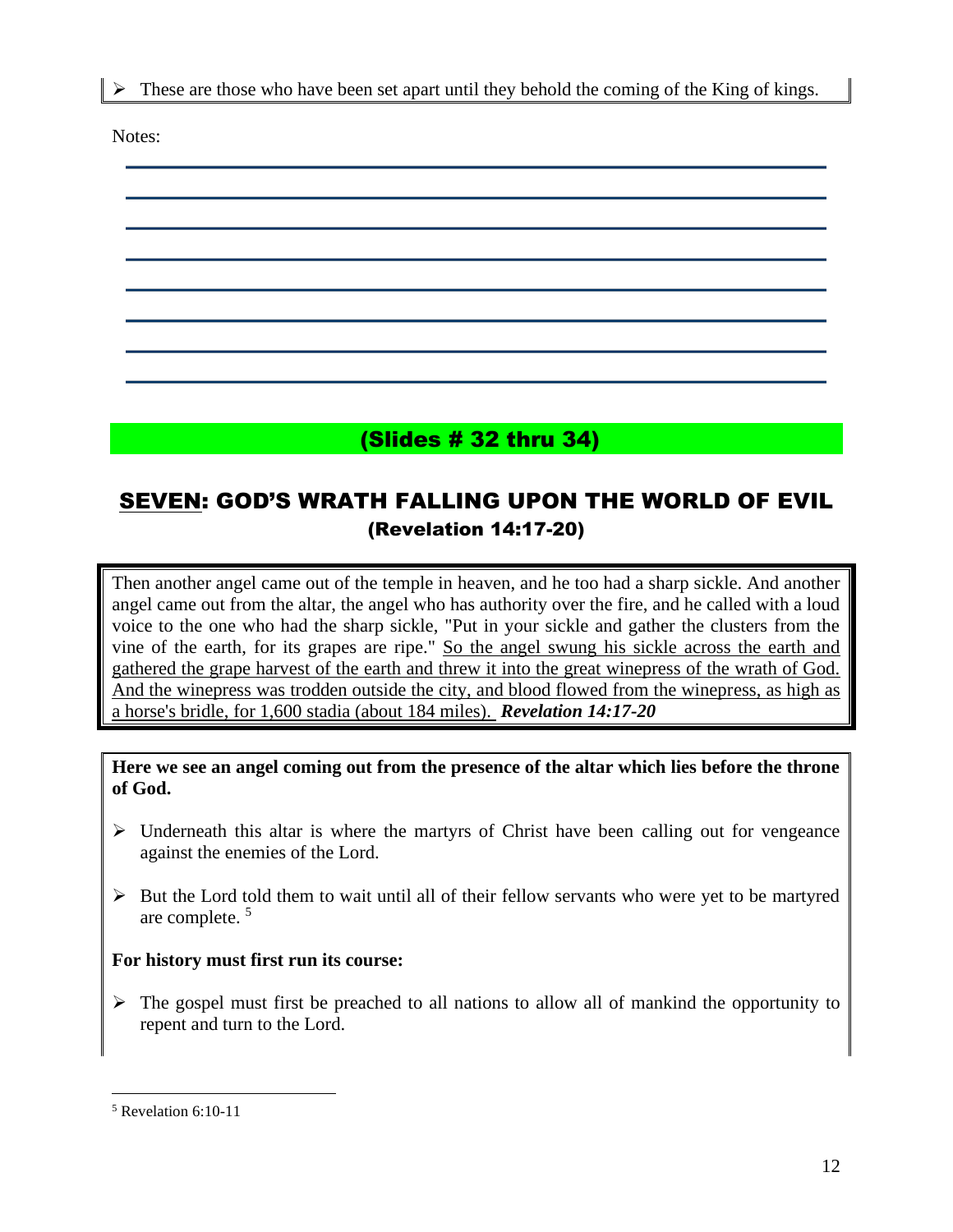- These are those who have been set apart until they behold the coming of the King of kings.

Notes:

(Slides # 32 thru 34)

## SEVEN: GOD'S WRATH FALLING UPON THE WORLD OF EVIL
### (Revelation 14:17-20)

Then another angel came out of the temple in heaven, and he too had a sharp sickle. And another angel came out from the altar, the angel who has authority over the fire, and he called with a loud voice to the one who had the sharp sickle, "Put in your sickle and gather the clusters from the vine of the earth, for its grapes are ripe." So the angel swung his sickle across the earth and gathered the grape harvest of the earth and threw it into the great winepress of the wrath of God. And the winepress was trodden outside the city, and blood flowed from the winepress, as high as a horse's bridle, for 1,600 stadia (about 184 miles). ***Revelation 14:17-20***

**Here we see an angel coming out from the presence of the altar which lies before the throne of God.**

- Underneath this altar is where the martyrs of Christ have been calling out for vengeance against the enemies of the Lord.
- But the Lord told them to wait until all of their fellow servants who were yet to be martyred are complete. [5]

**For history must first run its course:**

- The gospel must first be preached to all nations to allow all of mankind the opportunity to repent and turn to the Lord.

[5] Revelation 6:10-11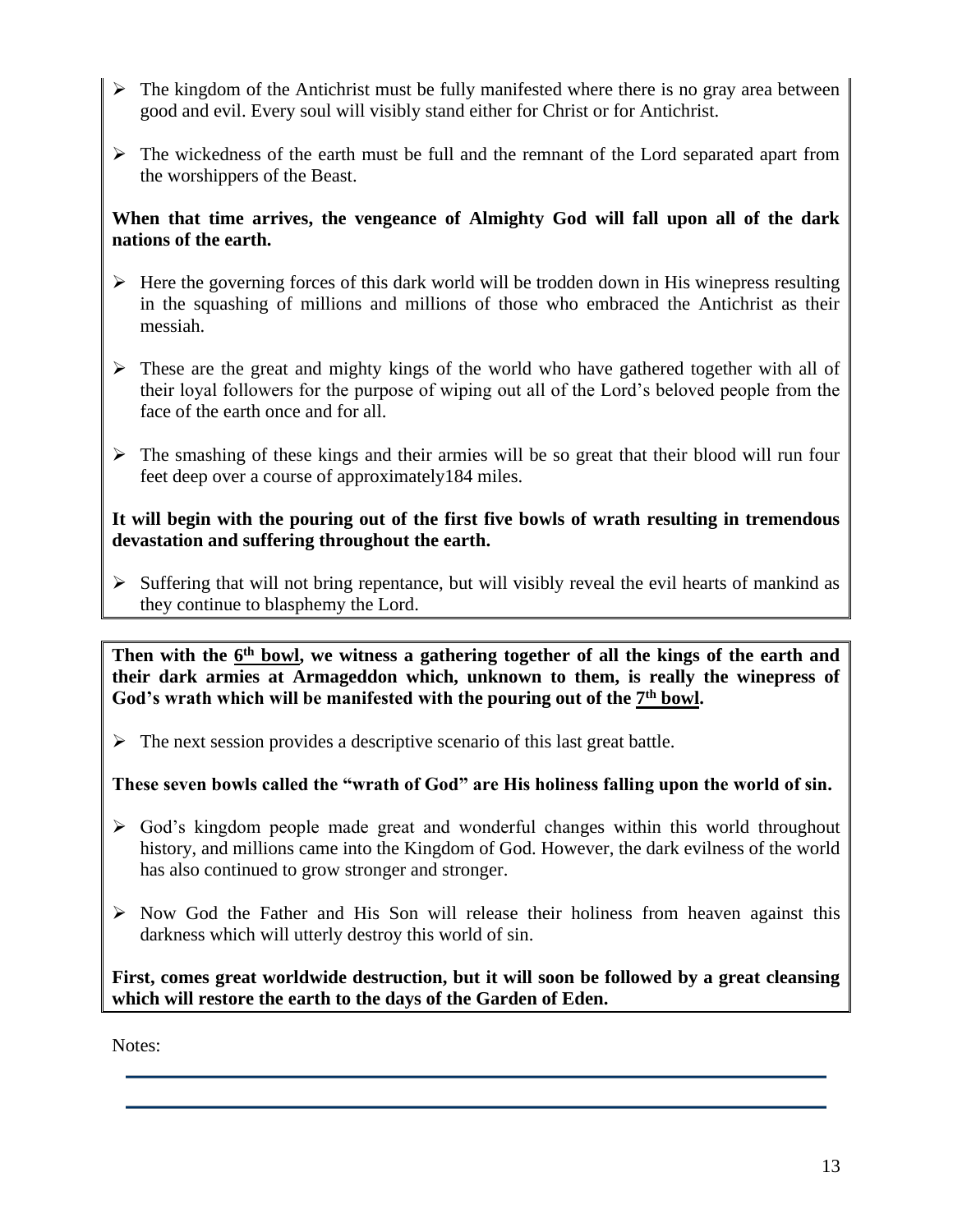- The kingdom of the Antichrist must be fully manifested where there is no gray area between good and evil. Every soul will visibly stand either for Christ or for Antichrist.

- The wickedness of the earth must be full and the remnant of the Lord separated apart from the worshippers of the Beast.

**When that time arrives, the vengeance of Almighty God will fall upon all of the dark nations of the earth.**

- Here the governing forces of this dark world will be trodden down in His winepress resulting in the squashing of millions and millions of those who embraced the Antichrist as their messiah.

- These are the great and mighty kings of the world who have gathered together with all of their loyal followers for the purpose of wiping out all of the Lord's beloved people from the face of the earth once and for all.

- The smashing of these kings and their armies will be so great that their blood will run four feet deep over a course of approximately184 miles.

**It will begin with the pouring out of the first five bowls of wrath resulting in tremendous devastation and suffering throughout the earth.**

- Suffering that will not bring repentance, but will visibly reveal the evil hearts of mankind as they continue to blasphemy the Lord.

**Then with the 6th bowl, we witness a gathering together of all the kings of the earth and their dark armies at Armageddon which, unknown to them, is really the winepress of God's wrath which will be manifested with the pouring out of the 7th bowl.**

- The next session provides a descriptive scenario of this last great battle.

**These seven bowls called the "wrath of God" are His holiness falling upon the world of sin.**

- God's kingdom people made great and wonderful changes within this world throughout history, and millions came into the Kingdom of God. However, the dark evilness of the world has also continued to grow stronger and stronger.

- Now God the Father and His Son will release their holiness from heaven against this darkness which will utterly destroy this world of sin.

**First, comes great worldwide destruction, but it will soon be followed by a great cleansing which will restore the earth to the days of the Garden of Eden.**

Notes: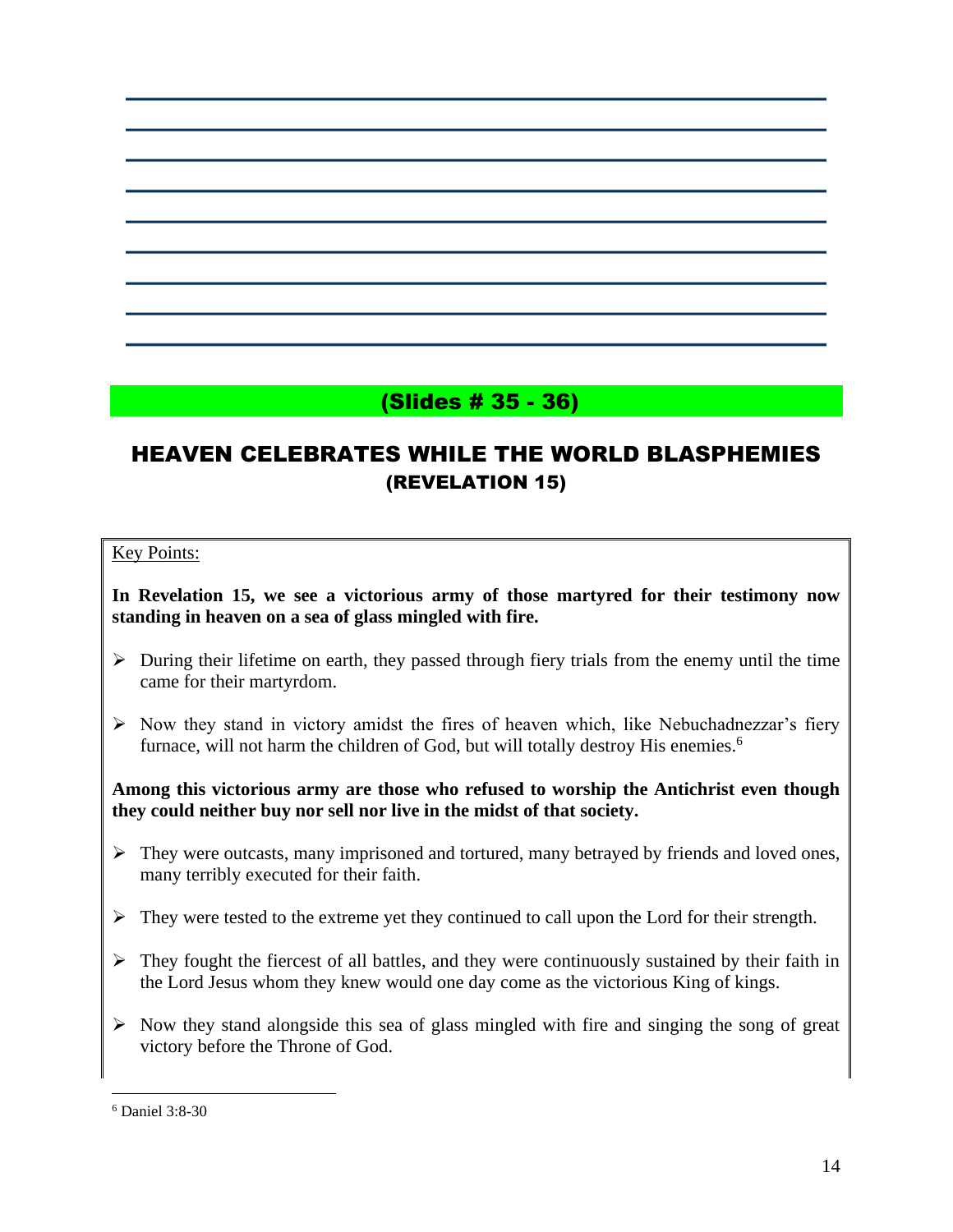(Slides # 35 - 36)

## HEAVEN CELEBRATES WHILE THE WORLD BLASPHEMIES
### (REVELATION 15)

Key Points:

**In Revelation 15, we see a victorious army of those martyred for their testimony now standing in heaven on a sea of glass mingled with fire.**

- During their lifetime on earth, they passed through fiery trials from the enemy until the time came for their martyrdom.
- Now they stand in victory amidst the fires of heaven which, like Nebuchadnezzar's fiery furnace, will not harm the children of God, but will totally destroy His enemies.[6]

**Among this victorious army are those who refused to worship the Antichrist even though they could neither buy nor sell nor live in the midst of that society.**

- They were outcasts, many imprisoned and tortured, many betrayed by friends and loved ones, many terribly executed for their faith.
- They were tested to the extreme yet they continued to call upon the Lord for their strength.
- They fought the fiercest of all battles, and they were continuously sustained by their faith in the Lord Jesus whom they knew would one day come as the victorious King of kings.
- Now they stand alongside this sea of glass mingled with fire and singing the song of great victory before the Throne of God.

[6] Daniel 3:8-30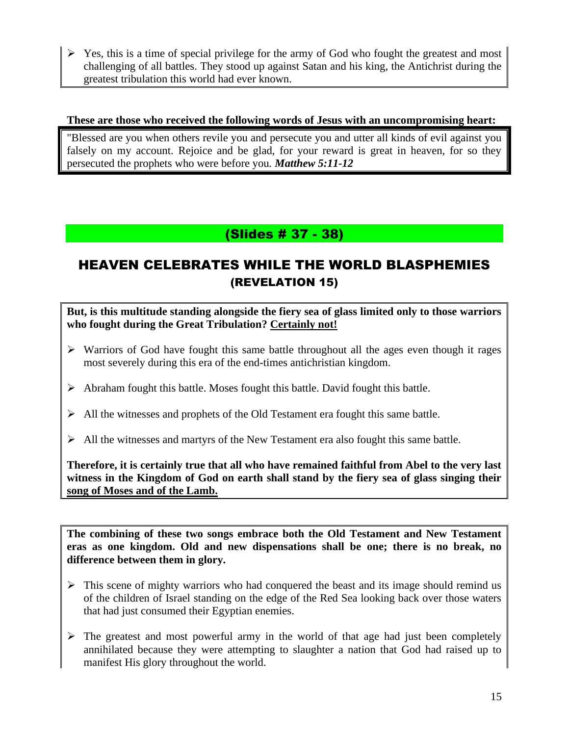- Yes, this is a time of special privilege for the army of God who fought the greatest and most challenging of all battles. They stood up against Satan and his king, the Antichrist during the greatest tribulation this world had ever known.

**These are those who received the following words of Jesus with an uncompromising heart:**

"Blessed are you when others revile you and persecute you and utter all kinds of evil against you falsely on my account. Rejoice and be glad, for your reward is great in heaven, for so they persecuted the prophets who were before you. ***Matthew 5:11-12***

## (Slides # 37 - 38)

## HEAVEN CELEBRATES WHILE THE WORLD BLASPHEMIES
### (REVELATION 15)

**But, is this multitude standing alongside the fiery sea of glass limited only to those warriors who fought during the Great Tribulation? <u>Certainly not!</u>**

- Warriors of God have fought this same battle throughout all the ages even though it rages most severely during this era of the end-times antichristian kingdom.
- Abraham fought this battle. Moses fought this battle. David fought this battle.
- All the witnesses and prophets of the Old Testament era fought this same battle.
- All the witnesses and martyrs of the New Testament era also fought this same battle.

**Therefore, it is certainly true that all who have remained faithful from Abel to the very last witness in the Kingdom of God on earth shall stand by the fiery sea of glass singing their <u>song of Moses and of the Lamb.</u>**

**The combining of these two songs embrace both the Old Testament and New Testament eras as one kingdom. Old and new dispensations shall be one; there is no break, no difference between them in glory.**

- This scene of mighty warriors who had conquered the beast and its image should remind us of the children of Israel standing on the edge of the Red Sea looking back over those waters that had just consumed their Egyptian enemies.
- The greatest and most powerful army in the world of that age had just been completely annihilated because they were attempting to slaughter a nation that God had raised up to manifest His glory throughout the world.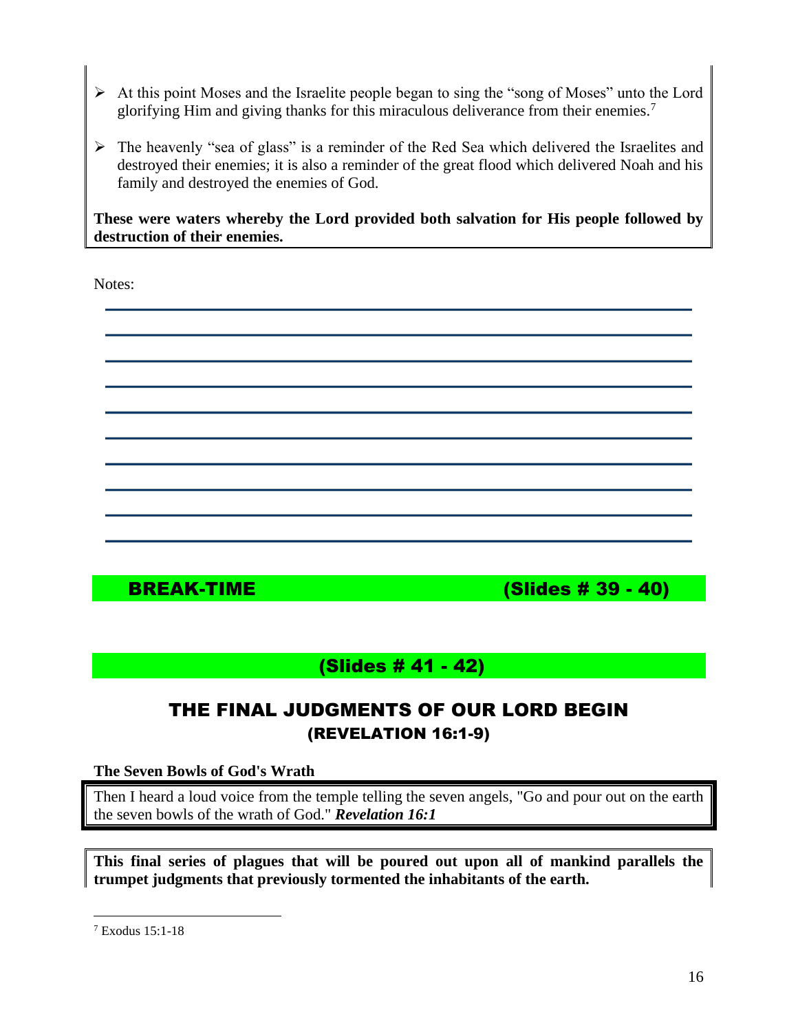- At this point Moses and the Israelite people began to sing the "song of Moses" unto the Lord glorifying Him and giving thanks for this miraculous deliverance from their enemies.[7]

- The heavenly "sea of glass" is a reminder of the Red Sea which delivered the Israelites and destroyed their enemies; it is also a reminder of the great flood which delivered Noah and his family and destroyed the enemies of God.

**These were waters whereby the Lord provided both salvation for His people followed by destruction of their enemies.**

Notes:

**BREAK-TIME (Slides # 39 - 40)**

**(Slides # 41 - 42)**

## THE FINAL JUDGMENTS OF OUR LORD BEGIN
### (REVELATION 16:1-9)

**The Seven Bowls of God's Wrath**

Then I heard a loud voice from the temple telling the seven angels, "Go and pour out on the earth the seven bowls of the wrath of God." ***Revelation 16:1***

**This final series of plagues that will be poured out upon all of mankind parallels the trumpet judgments that previously tormented the inhabitants of the earth.**

[7] Exodus 15:1-18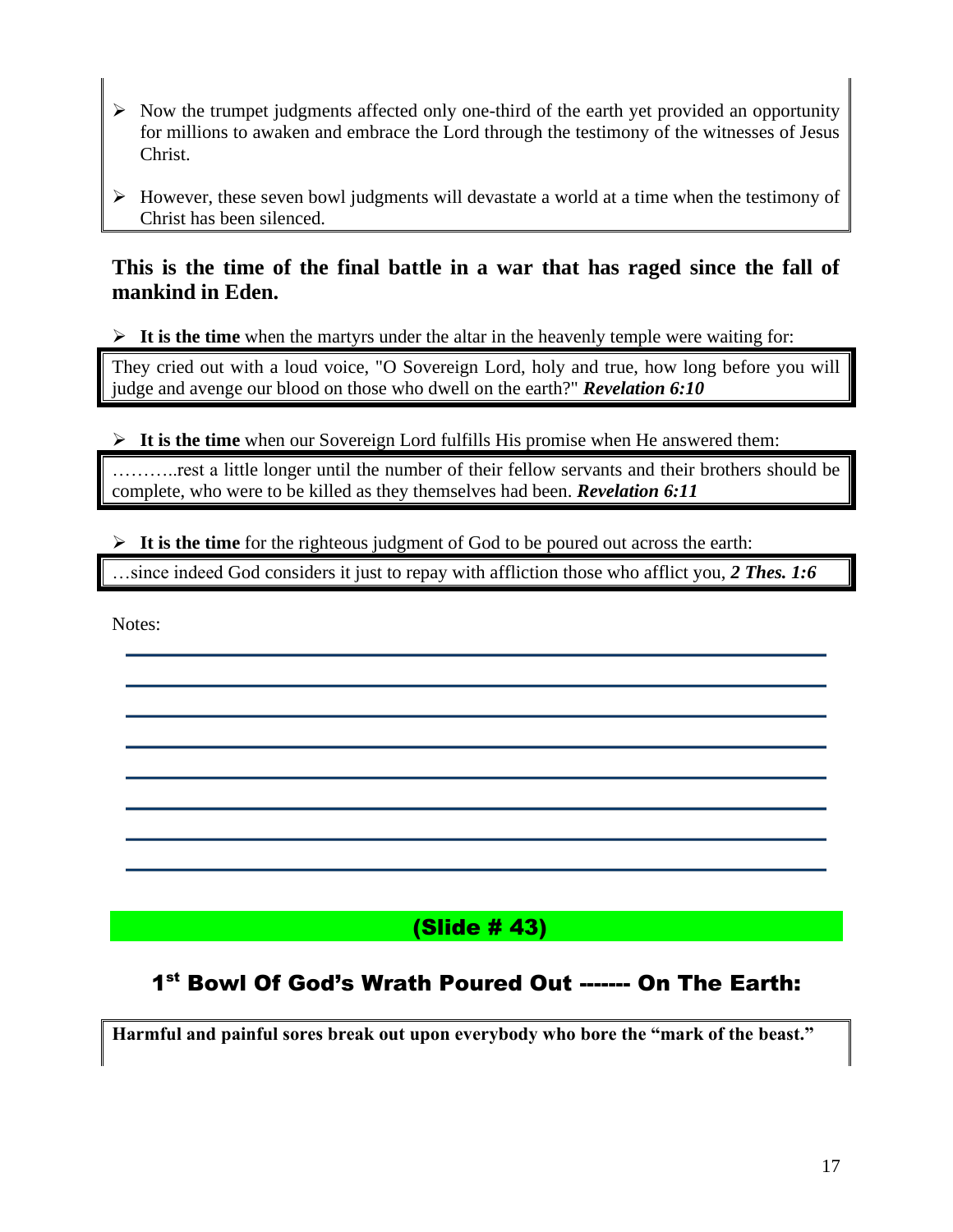- Now the trumpet judgments affected only one-third of the earth yet provided an opportunity for millions to awaken and embrace the Lord through the testimony of the witnesses of Jesus Christ.

- However, these seven bowl judgments will devastate a world at a time when the testimony of Christ has been silenced.

**This is the time of the final battle in a war that has raged since the fall of mankind in Eden.**

- **It is the time** when the martyrs under the altar in the heavenly temple were waiting for:

> They cried out with a loud voice, "O Sovereign Lord, holy and true, how long before you will judge and avenge our blood on those who dwell on the earth?" ***Revelation 6:10***

- **It is the time** when our Sovereign Lord fulfills His promise when He answered them:

> ………..rest a little longer until the number of their fellow servants and their brothers should be complete, who were to be killed as they themselves had been. ***Revelation 6:11***

- **It is the time** for the righteous judgment of God to be poured out across the earth:

> …since indeed God considers it just to repay with affliction those who afflict you, ***2 Thes. 1:6***

Notes:

______________________________________________________________________

______________________________________________________________________

______________________________________________________________________

______________________________________________________________________

______________________________________________________________________

______________________________________________________________________

______________________________________________________________________

______________________________________________________________________

**(Slide # 43)**

## 1st Bowl Of God's Wrath Poured Out ------- On The Earth:

**Harmful and painful sores break out upon everybody who bore the "mark of the beast."**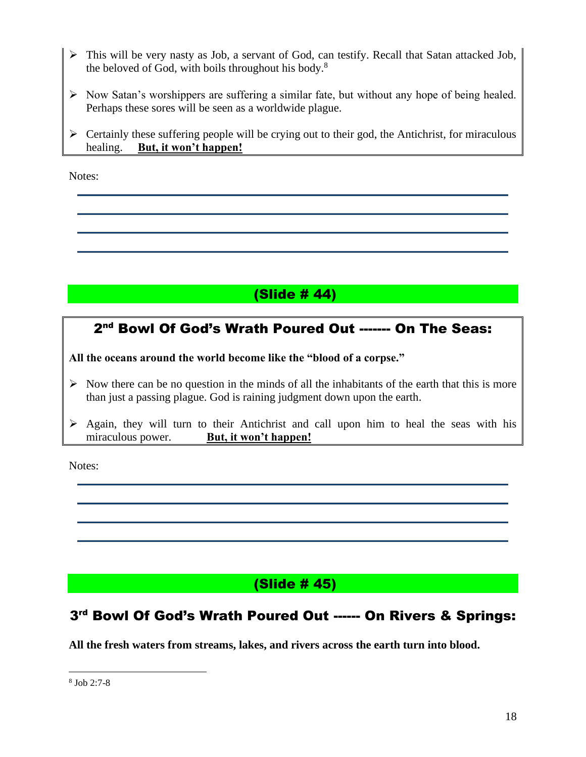- This will be very nasty as Job, a servant of God, can testify. Recall that Satan attacked Job, the beloved of God, with boils throughout his body.[8]
- Now Satan's worshippers are suffering a similar fate, but without any hope of being healed. Perhaps these sores will be seen as a worldwide plague.
- Certainly these suffering people will be crying out to their god, the Antichrist, for miraculous healing. **But, it won't happen!**

Notes:

## (Slide # 44)

### 2nd Bowl Of God's Wrath Poured Out ------- On The Seas:

**All the oceans around the world become like the "blood of a corpse."**

- Now there can be no question in the minds of all the inhabitants of the earth that this is more than just a passing plague. God is raining judgment down upon the earth.
- Again, they will turn to their Antichrist and call upon him to heal the seas with his miraculous power. **But, it won't happen!**

Notes:

## (Slide # 45)

### 3rd Bowl Of God's Wrath Poured Out ------ On Rivers & Springs:

**All the fresh waters from streams, lakes, and rivers across the earth turn into blood.**

---

[8] Job 2:7-8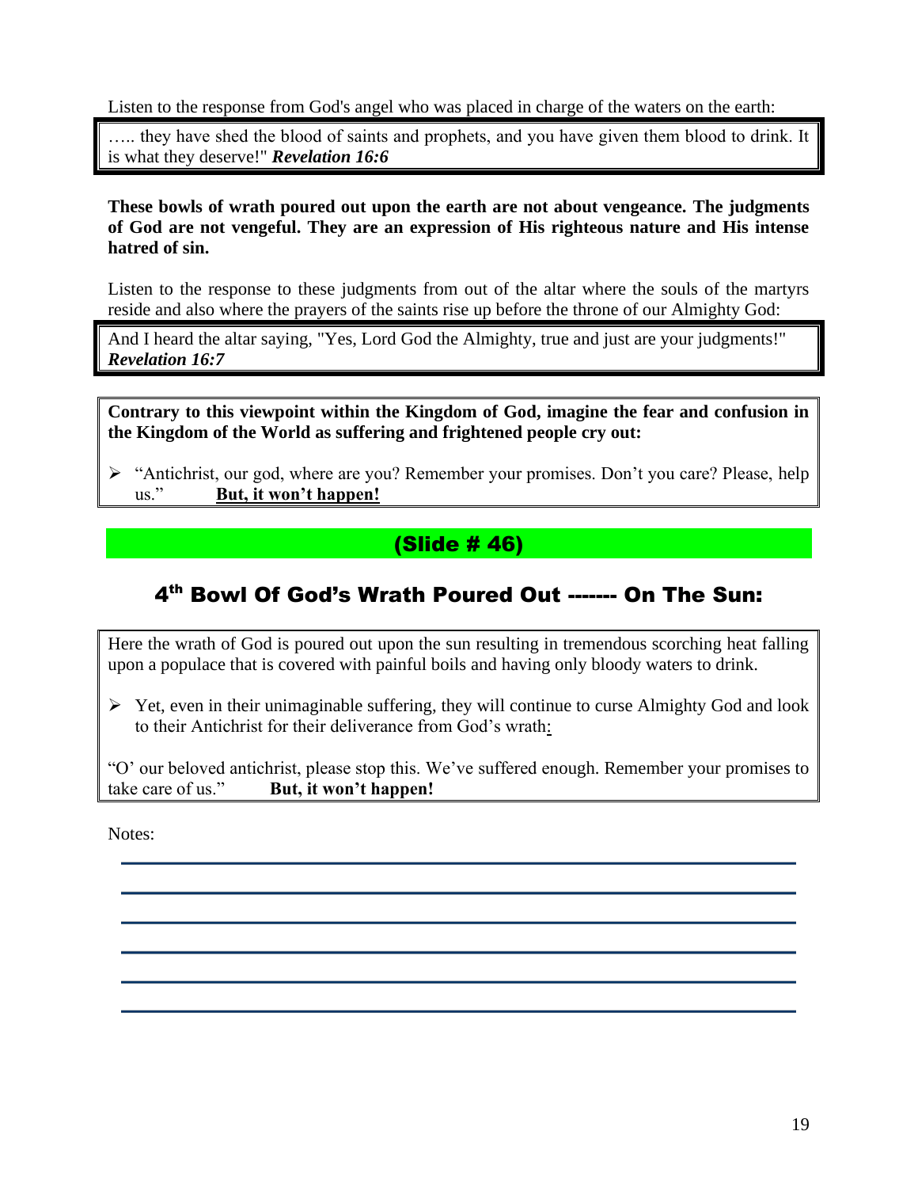Listen to the response from God's angel who was placed in charge of the waters on the earth:

> ….. they have shed the blood of saints and prophets, and you have given them blood to drink. It is what they deserve!" ***Revelation 16:6***

**These bowls of wrath poured out upon the earth are not about vengeance. The judgments of God are not vengeful. They are an expression of His righteous nature and His intense hatred of sin.**

Listen to the response to these judgments from out of the altar where the souls of the martyrs reside and also where the prayers of the saints rise up before the throne of our Almighty God:

> And I heard the altar saying, "Yes, Lord God the Almighty, true and just are your judgments!" ***Revelation 16:7***

**Contrary to this viewpoint within the Kingdom of God, imagine the fear and confusion in the Kingdom of the World as suffering and frightened people cry out:**

- "Antichrist, our god, where are you? Remember your promises. Don't you care? Please, help us." **But, it won't happen!**

## (Slide # 46)

## 4th Bowl Of God's Wrath Poured Out ------- On The Sun:

Here the wrath of God is poured out upon the sun resulting in tremendous scorching heat falling upon a populace that is covered with painful boils and having only bloody waters to drink.

- Yet, even in their unimaginable suffering, they will continue to curse Almighty God and look to their Antichrist for their deliverance from God's wrath:

"O' our beloved antichrist, please stop this. We've suffered enough. Remember your promises to take care of us." **But, it won't happen!**

Notes: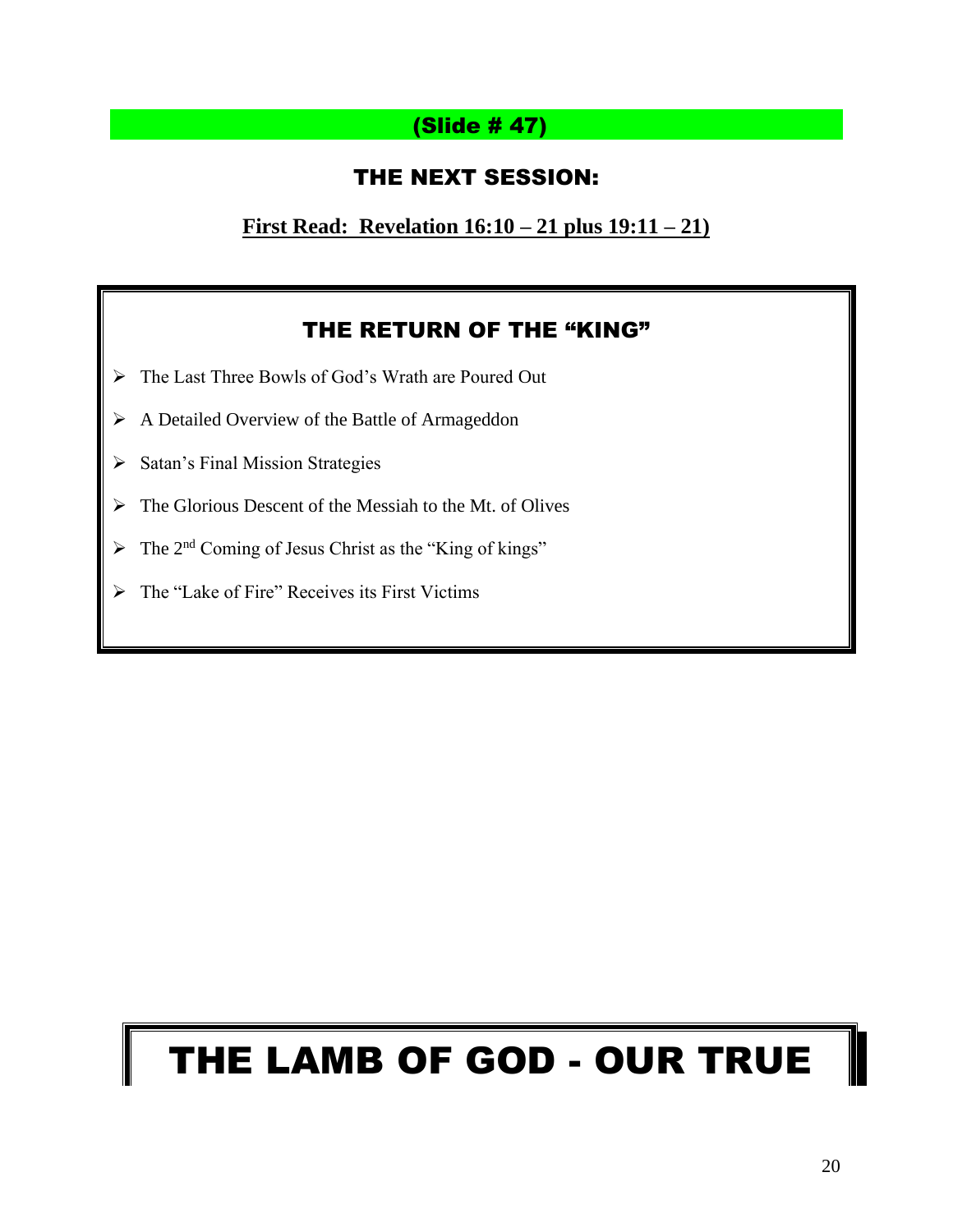## (Slide # 47)

## THE NEXT SESSION:

**First Read: Revelation 16:10 – 21 plus 19:11 – 21)**

### THE RETURN OF THE "KING"

- The Last Three Bowls of God's Wrath are Poured Out
- A Detailed Overview of the Battle of Armageddon
- Satan's Final Mission Strategies
- The Glorious Descent of the Messiah to the Mt. of Olives
- The 2nd Coming of Jesus Christ as the "King of kings"
- The "Lake of Fire" Receives its First Victims

# THE LAMB OF GOD - OUR TRUE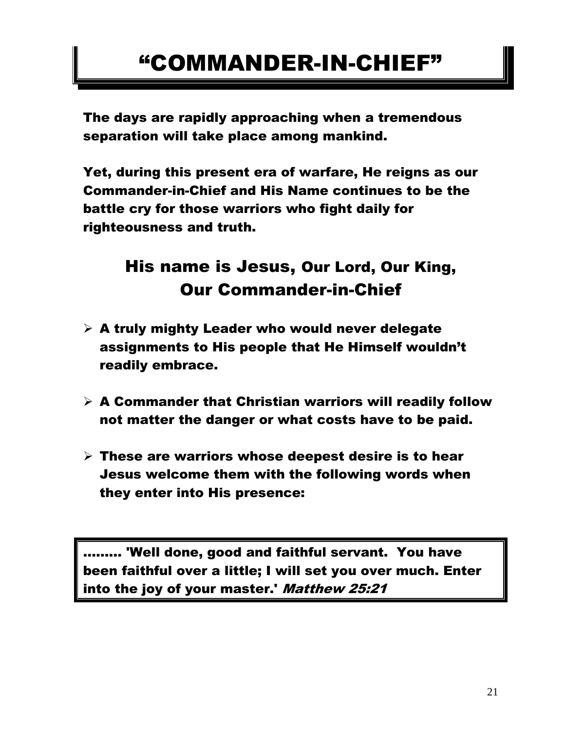# "COMMANDER-IN-CHIEF"

**The days are rapidly approaching when a tremendous separation will take place among mankind.**

**Yet, during this present era of warfare, He reigns as our Commander-in-Chief and His Name continues to be the battle cry for those warriors who fight daily for righteousness and truth.**

## His name is Jesus, Our Lord, Our King, Our Commander-in-Chief

- **A truly mighty Leader who would never delegate assignments to His people that He Himself wouldn't readily embrace.**
- **A Commander that Christian warriors will readily follow not matter the danger or what costs have to be paid.**
- **These are warriors whose deepest desire is to hear Jesus welcome them with the following words when they enter into His presence:**

**......... 'Well done, good and faithful servant. You have been faithful over a little; I will set you over much. Enter into the joy of your master.'** ***Matthew 25:21***